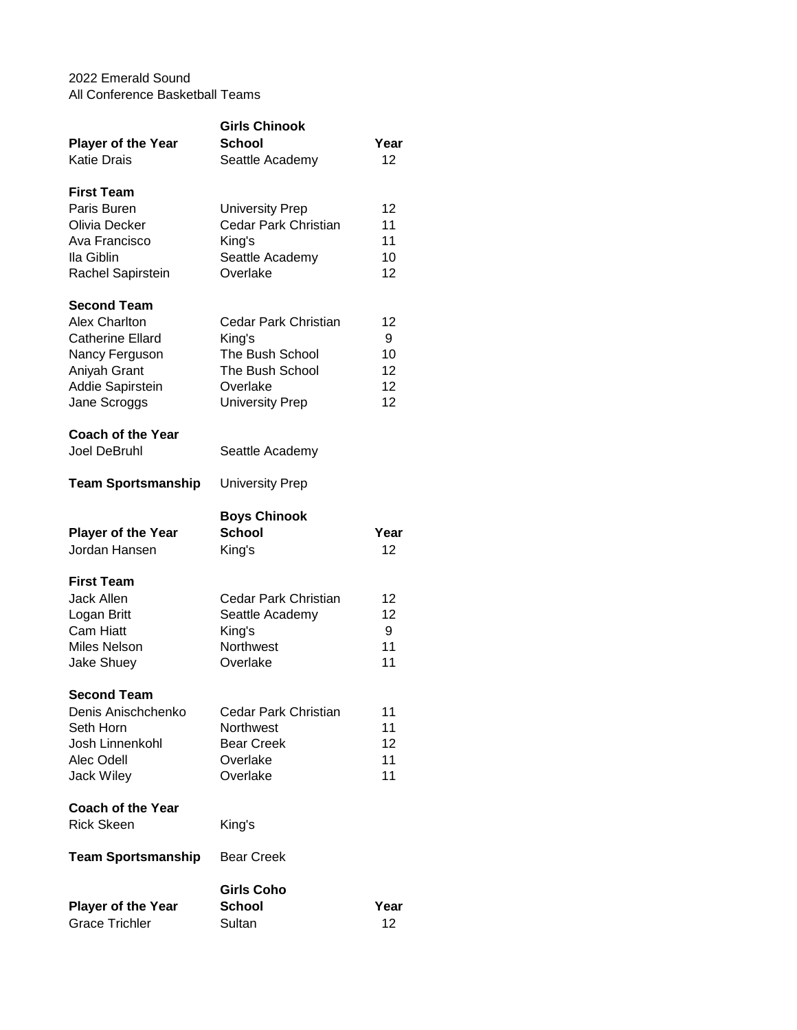2022 Emerald Sound
All Conference Basketball Teams

## Girls Chinook

| Player of the Year | School | Year |
|---|---|---|
| Katie Drais | Seattle Academy | 12 |
| **First Team** | | |
| Paris Buren | University Prep | 12 |
| Olivia Decker | Cedar Park Christian | 11 |
| Ava Francisco | King's | 11 |
| Ila Giblin | Seattle Academy | 10 |
| Rachel Sapirstein | Overlake | 12 |
| **Second Team** | | |
| Alex Charlton | Cedar Park Christian | 12 |
| Catherine Ellard | King's | 9 |
| Nancy Ferguson | The Bush School | 10 |
| Aniyah Grant | The Bush School | 12 |
| Addie Sapirstein | Overlake | 12 |
| Jane Scroggs | University Prep | 12 |
| **Coach of the Year** | | |
| Joel DeBruhl | Seattle Academy | |
| **Team Sportsmanship** | University Prep | |

## Boys Chinook

| Player of the Year | School | Year |
|---|---|---|
| Jordan Hansen | King's | 12 |
| **First Team** | | |
| Jack Allen | Cedar Park Christian | 12 |
| Logan Britt | Seattle Academy | 12 |
| Cam Hiatt | King's | 9 |
| Miles Nelson | Northwest | 11 |
| Jake Shuey | Overlake | 11 |
| **Second Team** | | |
| Denis Anischchenko | Cedar Park Christian | 11 |
| Seth Horn | Northwest | 11 |
| Josh Linnenkohl | Bear Creek | 12 |
| Alec Odell | Overlake | 11 |
| Jack Wiley | Overlake | 11 |
| **Coach of the Year** | | |
| Rick Skeen | King's | |
| **Team Sportsmanship** | Bear Creek | |

## Girls Coho

| Player of the Year | School | Year |
|---|---|---|
| Grace Trichler | Sultan | 12 |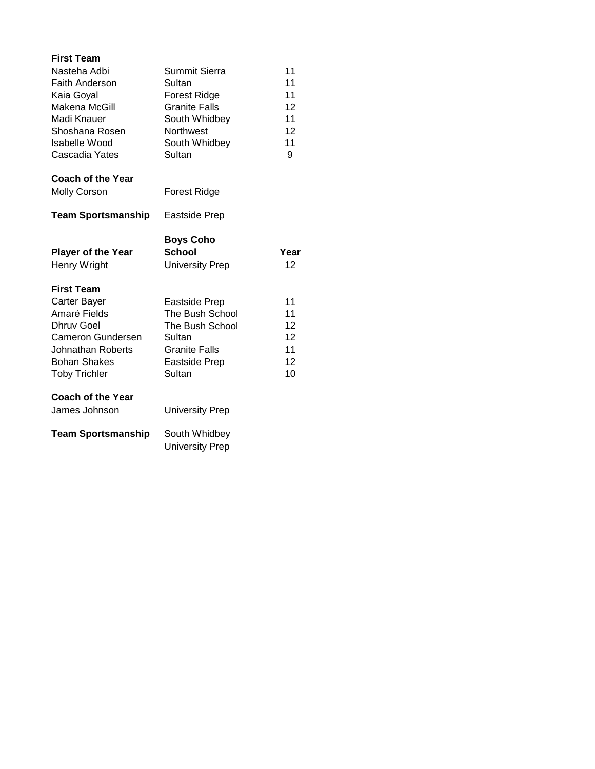**First Team**

| | | |
|---|---|---|
| Nasteha Adbi | Summit Sierra | 11 |
| Faith Anderson | Sultan | 11 |
| Kaia Goyal | Forest Ridge | 11 |
| Makena McGill | Granite Falls | 12 |
| Madi Knauer | South Whidbey | 11 |
| Shoshana Rosen | Northwest | 12 |
| Isabelle Wood | South Whidbey | 11 |
| Cascadia Yates | Sultan | 9 |

**Coach of the Year**

Molly Corson — Forest Ridge

**Team Sportsmanship** — Eastside Prep

**Boys Coho**

| **Player of the Year** | **School** | **Year** |
|---|---|---|
| Henry Wright | University Prep | 12 |

**First Team**

| | | |
|---|---|---|
| Carter Bayer | Eastside Prep | 11 |
| Amaré Fields | The Bush School | 11 |
| Dhruv Goel | The Bush School | 12 |
| Cameron Gundersen | Sultan | 12 |
| Johnathan Roberts | Granite Falls | 11 |
| Bohan Shakes | Eastside Prep | 12 |
| Toby Trichler | Sultan | 10 |

**Coach of the Year**

James Johnson — University Prep

**Team Sportsmanship** — South Whidbey, University Prep